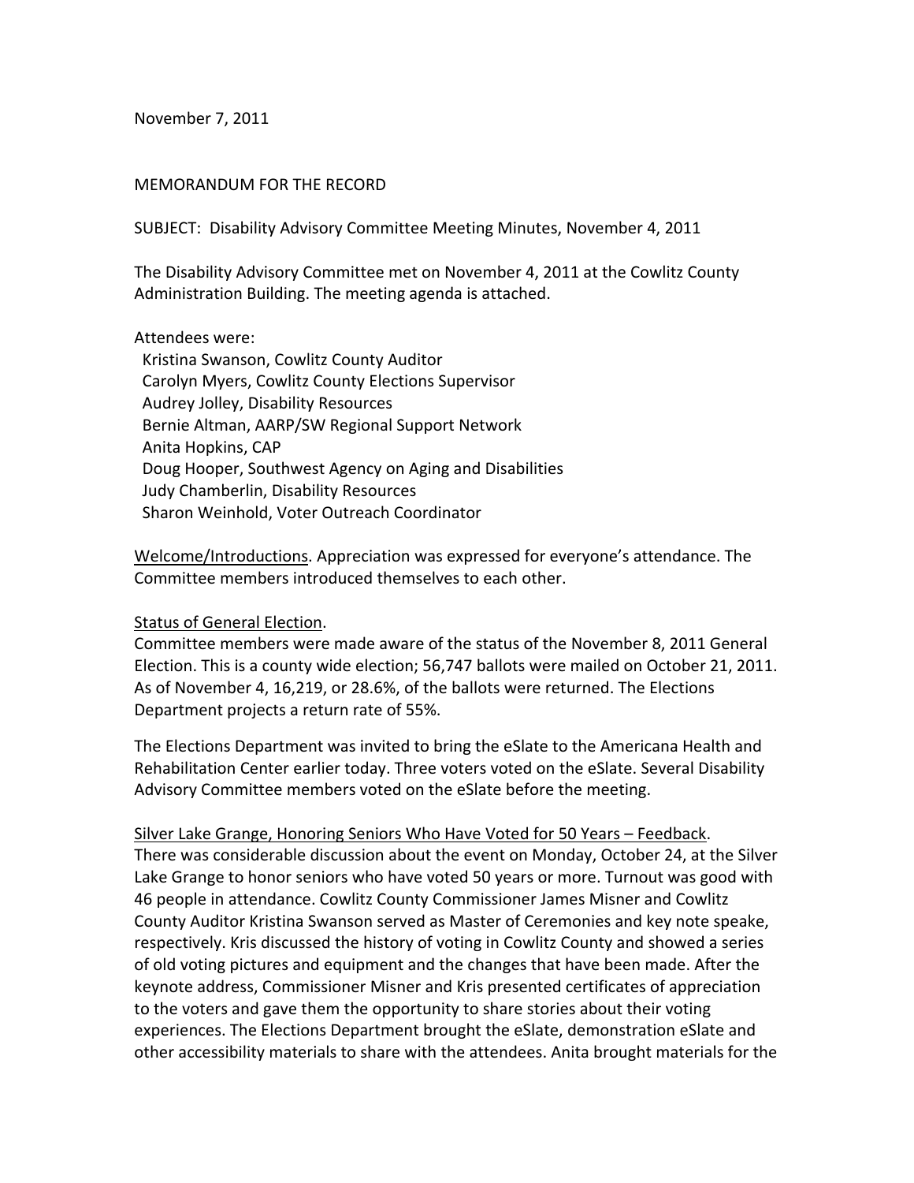November 7, 2011

MEMORANDUM FOR THE RECORD

SUBJECT: Disability Advisory Committee Meeting Minutes, November 4, 2011

The Disability Advisory Committee met on November 4, 2011 at the Cowlitz County Administration Building. The meeting agenda is attached.

Attendees were:

- Kristina Swanson, Cowlitz County Auditor
- Carolyn Myers, Cowlitz County Elections Supervisor
- Audrey Jolley, Disability Resources
- Bernie Altman, AARP/SW Regional Support Network
- Anita Hopkins, CAP
- Doug Hooper, Southwest Agency on Aging and Disabilities
- Judy Chamberlin, Disability Resources
- Sharon Weinhold, Voter Outreach Coordinator

<u>Welcome/Introductions</u>. Appreciation was expressed for everyone's attendance. The Committee members introduced themselves to each other.

<u>Status of General Election</u>.

Committee members were made aware of the status of the November 8, 2011 General Election. This is a county wide election; 56,747 ballots were mailed on October 21, 2011. As of November 4, 16,219, or 28.6%, of the ballots were returned. The Elections Department projects a return rate of 55%.

The Elections Department was invited to bring the eSlate to the Americana Health and Rehabilitation Center earlier today. Three voters voted on the eSlate. Several Disability Advisory Committee members voted on the eSlate before the meeting.

<u>Silver Lake Grange, Honoring Seniors Who Have Voted for 50 Years – Feedback</u>.

There was considerable discussion about the event on Monday, October 24, at the Silver Lake Grange to honor seniors who have voted 50 years or more. Turnout was good with 46 people in attendance. Cowlitz County Commissioner James Misner and Cowlitz County Auditor Kristina Swanson served as Master of Ceremonies and key note speake, respectively. Kris discussed the history of voting in Cowlitz County and showed a series of old voting pictures and equipment and the changes that have been made. After the keynote address, Commissioner Misner and Kris presented certificates of appreciation to the voters and gave them the opportunity to share stories about their voting experiences. The Elections Department brought the eSlate, demonstration eSlate and other accessibility materials to share with the attendees. Anita brought materials for the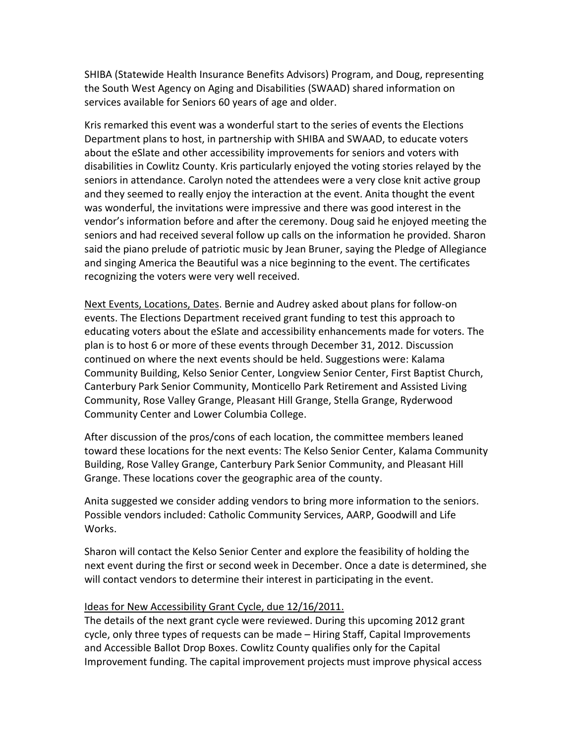SHIBA (Statewide Health Insurance Benefits Advisors) Program, and Doug, representing the South West Agency on Aging and Disabilities (SWAAD) shared information on services available for Seniors 60 years of age and older.

Kris remarked this event was a wonderful start to the series of events the Elections Department plans to host, in partnership with SHIBA and SWAAD, to educate voters about the eSlate and other accessibility improvements for seniors and voters with disabilities in Cowlitz County. Kris particularly enjoyed the voting stories relayed by the seniors in attendance. Carolyn noted the attendees were a very close knit active group and they seemed to really enjoy the interaction at the event. Anita thought the event was wonderful, the invitations were impressive and there was good interest in the vendor's information before and after the ceremony. Doug said he enjoyed meeting the seniors and had received several follow up calls on the information he provided. Sharon said the piano prelude of patriotic music by Jean Bruner, saying the Pledge of Allegiance and singing America the Beautiful was a nice beginning to the event. The certificates recognizing the voters were very well received.

<u>Next Events, Locations, Dates</u>. Bernie and Audrey asked about plans for follow-on events. The Elections Department received grant funding to test this approach to educating voters about the eSlate and accessibility enhancements made for voters. The plan is to host 6 or more of these events through December 31, 2012. Discussion continued on where the next events should be held. Suggestions were: Kalama Community Building, Kelso Senior Center, Longview Senior Center, First Baptist Church, Canterbury Park Senior Community, Monticello Park Retirement and Assisted Living Community, Rose Valley Grange, Pleasant Hill Grange, Stella Grange, Ryderwood Community Center and Lower Columbia College.

After discussion of the pros/cons of each location, the committee members leaned toward these locations for the next events: The Kelso Senior Center, Kalama Community Building, Rose Valley Grange, Canterbury Park Senior Community, and Pleasant Hill Grange. These locations cover the geographic area of the county.

Anita suggested we consider adding vendors to bring more information to the seniors. Possible vendors included: Catholic Community Services, AARP, Goodwill and Life Works.

Sharon will contact the Kelso Senior Center and explore the feasibility of holding the next event during the first or second week in December. Once a date is determined, she will contact vendors to determine their interest in participating in the event.

<u>Ideas for New Accessibility Grant Cycle, due 12/16/2011.</u>

The details of the next grant cycle were reviewed. During this upcoming 2012 grant cycle, only three types of requests can be made – Hiring Staff, Capital Improvements and Accessible Ballot Drop Boxes. Cowlitz County qualifies only for the Capital Improvement funding. The capital improvement projects must improve physical access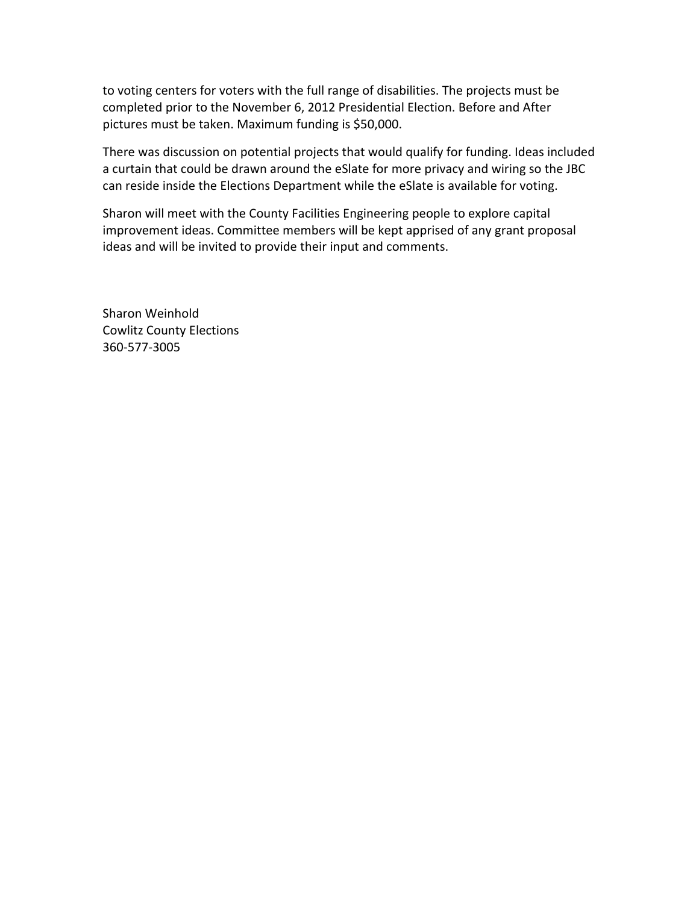to voting centers for voters with the full range of disabilities. The projects must be completed prior to the November 6, 2012 Presidential Election. Before and After pictures must be taken. Maximum funding is $50,000.

There was discussion on potential projects that would qualify for funding. Ideas included a curtain that could be drawn around the eSlate for more privacy and wiring so the JBC can reside inside the Elections Department while the eSlate is available for voting.

Sharon will meet with the County Facilities Engineering people to explore capital improvement ideas. Committee members will be kept apprised of any grant proposal ideas and will be invited to provide their input and comments.

Sharon Weinhold
Cowlitz County Elections
360-577-3005